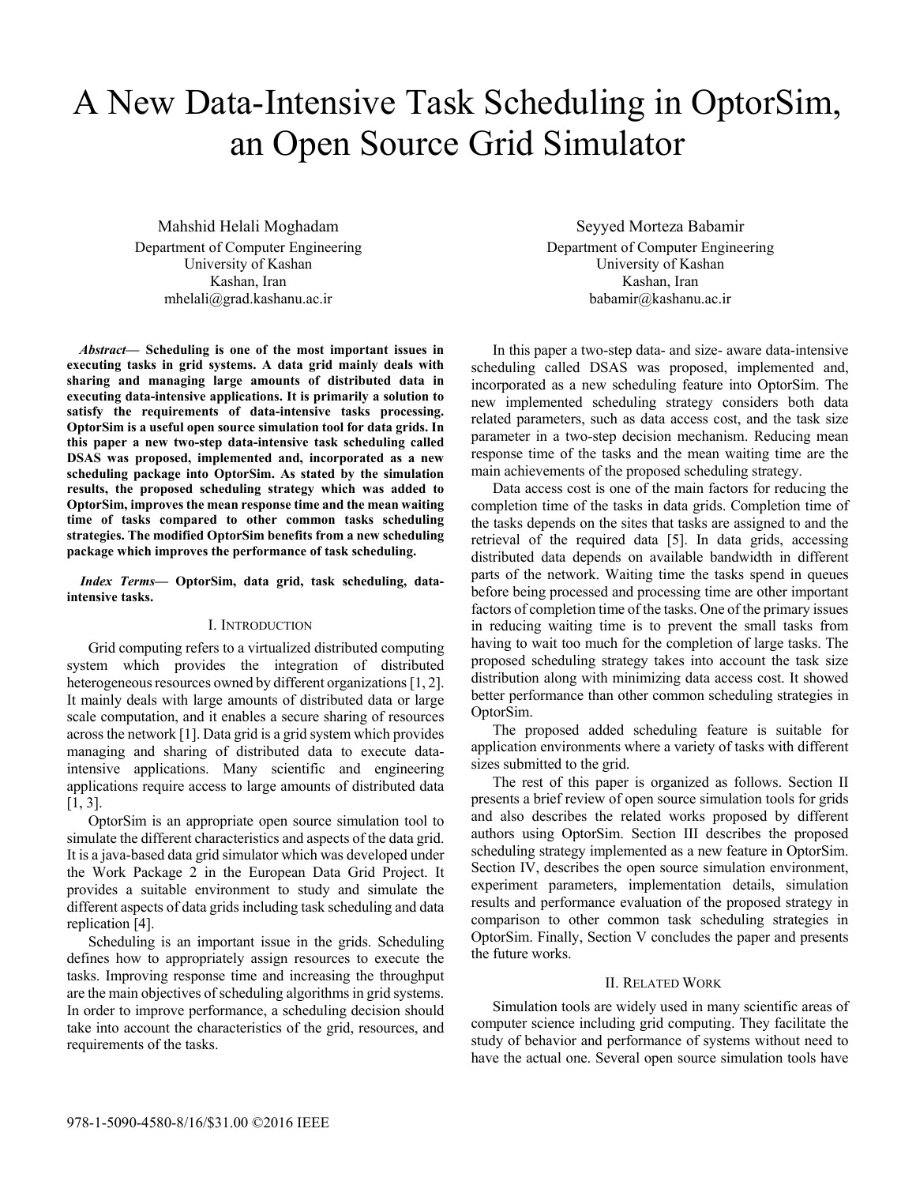# A New Data-Intensive Task Scheduling in OptorSim, an Open Source Grid Simulator

Mahshid Helali Moghadam
Department of Computer Engineering
University of Kashan
Kashan, Iran
mhelali@grad.kashanu.ac.ir

Seyyed Morteza Babamir
Department of Computer Engineering
University of Kashan
Kashan, Iran
babamir@kashanu.ac.ir

***Abstract*— Scheduling is one of the most important issues in executing tasks in grid systems. A data grid mainly deals with sharing and managing large amounts of distributed data in executing data-intensive applications. It is primarily a solution to satisfy the requirements of data-intensive tasks processing. OptorSim is a useful open source simulation tool for data grids. In this paper a new two-step data-intensive task scheduling called DSAS was proposed, implemented and, incorporated as a new scheduling package into OptorSim. As stated by the simulation results, the proposed scheduling strategy which was added to OptorSim, improves the mean response time and the mean waiting time of tasks compared to other common tasks scheduling strategies. The modified OptorSim benefits from a new scheduling package which improves the performance of task scheduling.**

***Index Terms*— OptorSim, data grid, task scheduling, data-intensive tasks.**

## I. Introduction

Grid computing refers to a virtualized distributed computing system which provides the integration of distributed heterogeneous resources owned by different organizations [1, 2]. It mainly deals with large amounts of distributed data or large scale computation, and it enables a secure sharing of resources across the network [1]. Data grid is a grid system which provides managing and sharing of distributed data to execute data-intensive applications. Many scientific and engineering applications require access to large amounts of distributed data [1, 3].

OptorSim is an appropriate open source simulation tool to simulate the different characteristics and aspects of the data grid. It is a java-based data grid simulator which was developed under the Work Package 2 in the European Data Grid Project. It provides a suitable environment to study and simulate the different aspects of data grids including task scheduling and data replication [4].

Scheduling is an important issue in the grids. Scheduling defines how to appropriately assign resources to execute the tasks. Improving response time and increasing the throughput are the main objectives of scheduling algorithms in grid systems. In order to improve performance, a scheduling decision should take into account the characteristics of the grid, resources, and requirements of the tasks.

In this paper a two-step data- and size- aware data-intensive scheduling called DSAS was proposed, implemented and, incorporated as a new scheduling feature into OptorSim. The new implemented scheduling strategy considers both data related parameters, such as data access cost, and the task size parameter in a two-step decision mechanism. Reducing mean response time of the tasks and the mean waiting time are the main achievements of the proposed scheduling strategy.

Data access cost is one of the main factors for reducing the completion time of the tasks in data grids. Completion time of the tasks depends on the sites that tasks are assigned to and the retrieval of the required data [5]. In data grids, accessing distributed data depends on available bandwidth in different parts of the network. Waiting time the tasks spend in queues before being processed and processing time are other important factors of completion time of the tasks. One of the primary issues in reducing waiting time is to prevent the small tasks from having to wait too much for the completion of large tasks. The proposed scheduling strategy takes into account the task size distribution along with minimizing data access cost. It showed better performance than other common scheduling strategies in OptorSim.

The proposed added scheduling feature is suitable for application environments where a variety of tasks with different sizes submitted to the grid.

The rest of this paper is organized as follows. Section II presents a brief review of open source simulation tools for grids and also describes the related works proposed by different authors using OptorSim. Section III describes the proposed scheduling strategy implemented as a new feature in OptorSim. Section IV, describes the open source simulation environment, experiment parameters, implementation details, simulation results and performance evaluation of the proposed strategy in comparison to other common task scheduling strategies in OptorSim. Finally, Section V concludes the paper and presents the future works.

## II. Related Work

Simulation tools are widely used in many scientific areas of computer science including grid computing. They facilitate the study of behavior and performance of systems without need to have the actual one. Several open source simulation tools have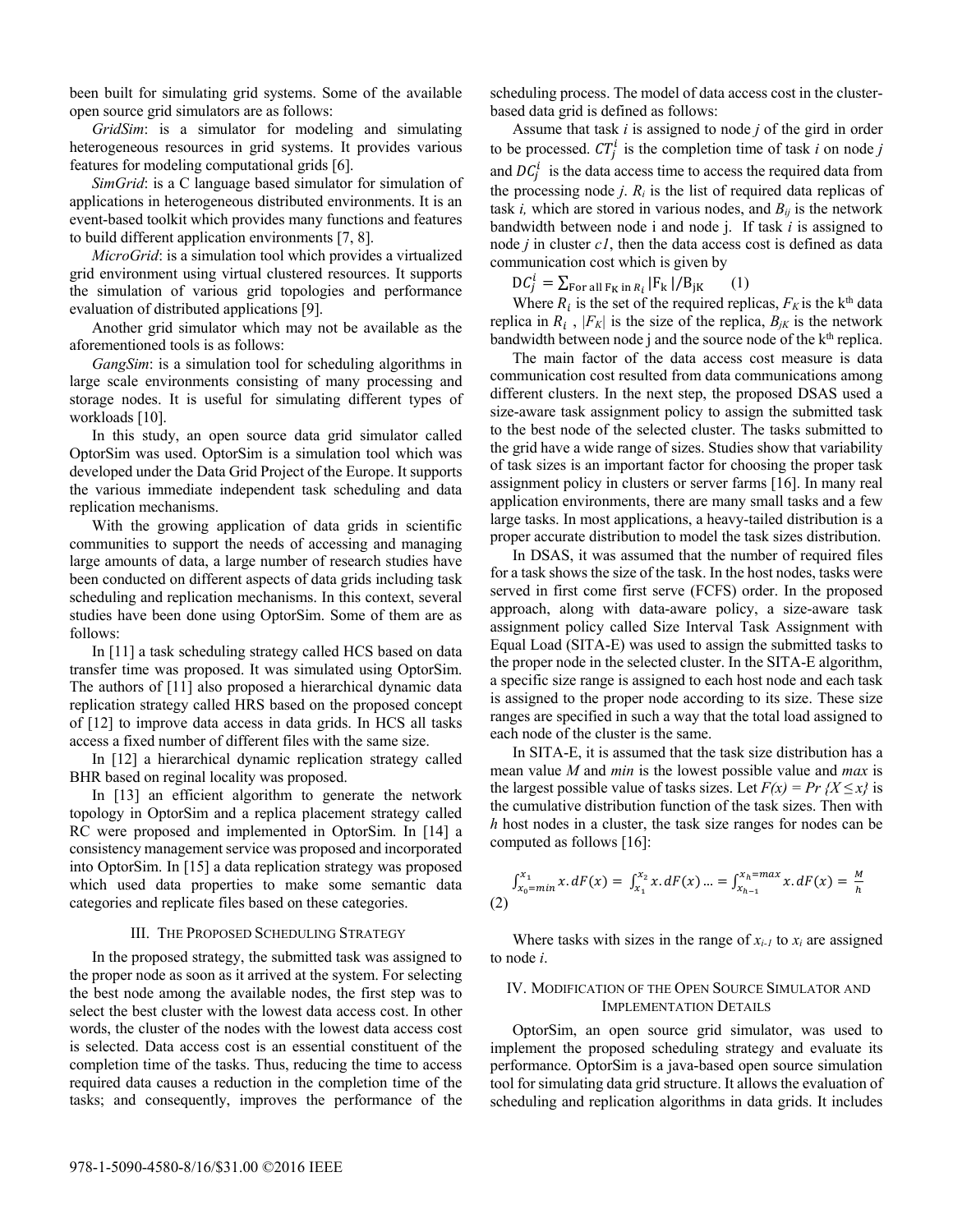been built for simulating grid systems. Some of the available open source grid simulators are as follows:

*GridSim*: is a simulator for modeling and simulating heterogeneous resources in grid systems. It provides various features for modeling computational grids [6].

*SimGrid*: is a C language based simulator for simulation of applications in heterogeneous distributed environments. It is an event-based toolkit which provides many functions and features to build different application environments [7, 8].

*MicroGrid*: is a simulation tool which provides a virtualized grid environment using virtual clustered resources. It supports the simulation of various grid topologies and performance evaluation of distributed applications [9].

Another grid simulator which may not be available as the aforementioned tools is as follows:

*GangSim*: is a simulation tool for scheduling algorithms in large scale environments consisting of many processing and storage nodes. It is useful for simulating different types of workloads [10].

In this study, an open source data grid simulator called OptorSim was used. OptorSim is a simulation tool which was developed under the Data Grid Project of the Europe. It supports the various immediate independent task scheduling and data replication mechanisms.

With the growing application of data grids in scientific communities to support the needs of accessing and managing large amounts of data, a large number of research studies have been conducted on different aspects of data grids including task scheduling and replication mechanisms. In this context, several studies have been done using OptorSim. Some of them are as follows:

In [11] a task scheduling strategy called HCS based on data transfer time was proposed. It was simulated using OptorSim. The authors of [11] also proposed a hierarchical dynamic data replication strategy called HRS based on the proposed concept of [12] to improve data access in data grids. In HCS all tasks access a fixed number of different files with the same size.

In [12] a hierarchical dynamic replication strategy called BHR based on reginal locality was proposed.

In [13] an efficient algorithm to generate the network topology in OptorSim and a replica placement strategy called RC were proposed and implemented in OptorSim. In [14] a consistency management service was proposed and incorporated into OptorSim. In [15] a data replication strategy was proposed which used data properties to make some semantic data categories and replicate files based on these categories.

## III. THE PROPOSED SCHEDULING STRATEGY

In the proposed strategy, the submitted task was assigned to the proper node as soon as it arrived at the system. For selecting the best node among the available nodes, the first step was to select the best cluster with the lowest data access cost. In other words, the cluster of the nodes with the lowest data access cost is selected. Data access cost is an essential constituent of the completion time of the tasks. Thus, reducing the time to access required data causes a reduction in the completion time of the tasks; and consequently, improves the performance of the scheduling process. The model of data access cost in the cluster-based data grid is defined as follows:

Assume that task *i* is assigned to node *j* of the gird in order to be processed. $CT_j^i$ is the completion time of task *i* on node *j* and $DC_j^i$ is the data access time to access the required data from the processing node *j*. $R_i$ is the list of required data replicas of task *i,* which are stored in various nodes, and $B_{ij}$ is the network bandwidth between node i and node j. If task *i* is assigned to node *j* in cluster *c1*, then the data access cost is defined as data communication cost which is given by

$$DC_j^i = \sum_{\text{For all } F_K \text{ in } R_i} |F_k| / B_{jK} \quad (1)$$

Where $R_i$ is the set of the required replicas, $F_K$ is the k[th] data replica in $R_i$ , $|F_K|$ is the size of the replica, $B_{jK}$ is the network bandwidth between node j and the source node of the k[th] replica.

The main factor of the data access cost measure is data communication cost resulted from data communications among different clusters. In the next step, the proposed DSAS used a size-aware task assignment policy to assign the submitted task to the best node of the selected cluster. The tasks submitted to the grid have a wide range of sizes. Studies show that variability of task sizes is an important factor for choosing the proper task assignment policy in clusters or server farms [16]. In many real application environments, there are many small tasks and a few large tasks. In most applications, a heavy-tailed distribution is a proper accurate distribution to model the task sizes distribution.

In DSAS, it was assumed that the number of required files for a task shows the size of the task. In the host nodes, tasks were served in first come first serve (FCFS) order. In the proposed approach, along with data-aware policy, a size-aware task assignment policy called Size Interval Task Assignment with Equal Load (SITA-E) was used to assign the submitted tasks to the proper node in the selected cluster. In the SITA-E algorithm, a specific size range is assigned to each host node and each task is assigned to the proper node according to its size. These size ranges are specified in such a way that the total load assigned to each node of the cluster is the same.

In SITA-E, it is assumed that the task size distribution has a mean value *M* and *min* is the lowest possible value and *max* is the largest possible value of tasks sizes. Let $F(x) = Pr\{X \leq x\}$ is the cumulative distribution function of the task sizes. Then with *h* host nodes in a cluster, the task size ranges for nodes can be computed as follows [16]:

$$\int_{x_0=min}^{x_1} x.dF(x) = \int_{x_1}^{x_2} x.dF(x) \ldots = \int_{x_{h-1}}^{x_h=max} x.dF(x) = \frac{M}{h} \quad (2)$$

Where tasks with sizes in the range of $x_{i-1}$ to $x_i$ are assigned to node *i*.

## IV. MODIFICATION OF THE OPEN SOURCE SIMULATOR AND IMPLEMENTATION DETAILS

OptorSim, an open source grid simulator, was used to implement the proposed scheduling strategy and evaluate its performance. OptorSim is a java-based open source simulation tool for simulating data grid structure. It allows the evaluation of scheduling and replication algorithms in data grids. It includes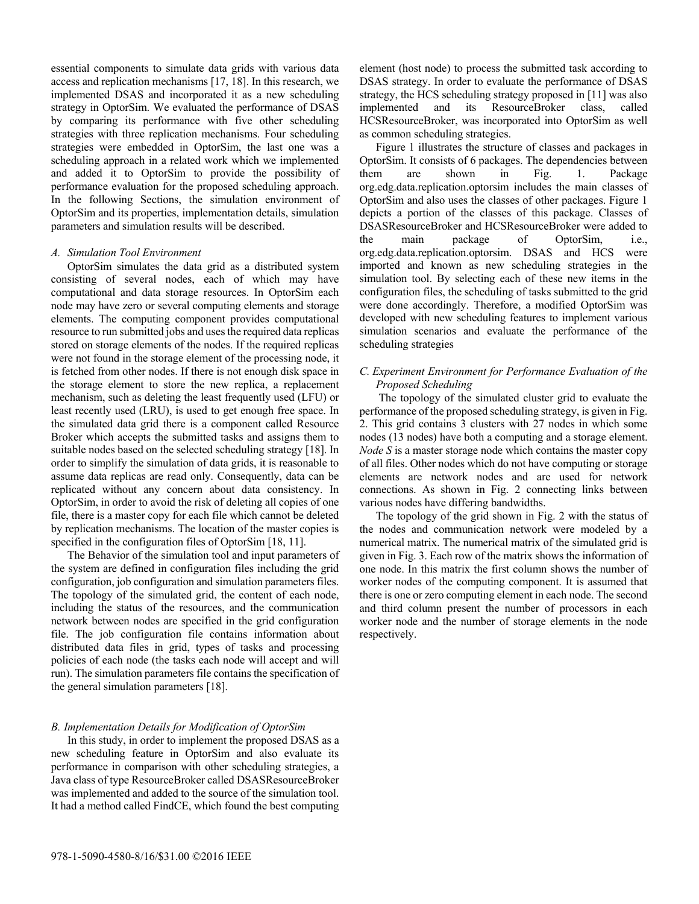essential components to simulate data grids with various data access and replication mechanisms [17, 18]. In this research, we implemented DSAS and incorporated it as a new scheduling strategy in OptorSim. We evaluated the performance of DSAS by comparing its performance with five other scheduling strategies with three replication mechanisms. Four scheduling strategies were embedded in OptorSim, the last one was a scheduling approach in a related work which we implemented and added it to OptorSim to provide the possibility of performance evaluation for the proposed scheduling approach. In the following Sections, the simulation environment of OptorSim and its properties, implementation details, simulation parameters and simulation results will be described.

### *A. Simulation Tool Environment*

OptorSim simulates the data grid as a distributed system consisting of several nodes, each of which may have computational and data storage resources. In OptorSim each node may have zero or several computing elements and storage elements. The computing component provides computational resource to run submitted jobs and uses the required data replicas stored on storage elements of the nodes. If the required replicas were not found in the storage element of the processing node, it is fetched from other nodes. If there is not enough disk space in the storage element to store the new replica, a replacement mechanism, such as deleting the least frequently used (LFU) or least recently used (LRU), is used to get enough free space. In the simulated data grid there is a component called Resource Broker which accepts the submitted tasks and assigns them to suitable nodes based on the selected scheduling strategy [18]. In order to simplify the simulation of data grids, it is reasonable to assume data replicas are read only. Consequently, data can be replicated without any concern about data consistency. In OptorSim, in order to avoid the risk of deleting all copies of one file, there is a master copy for each file which cannot be deleted by replication mechanisms. The location of the master copies is specified in the configuration files of OptorSim [18, 11].

The Behavior of the simulation tool and input parameters of the system are defined in configuration files including the grid configuration, job configuration and simulation parameters files. The topology of the simulated grid, the content of each node, including the status of the resources, and the communication network between nodes are specified in the grid configuration file. The job configuration file contains information about distributed data files in grid, types of tasks and processing policies of each node (the tasks each node will accept and will run). The simulation parameters file contains the specification of the general simulation parameters [18].

### *B. Implementation Details for Modification of OptorSim*

In this study, in order to implement the proposed DSAS as a new scheduling feature in OptorSim and also evaluate its performance in comparison with other scheduling strategies, a Java class of type ResourceBroker called DSASResourceBroker was implemented and added to the source of the simulation tool. It had a method called FindCE, which found the best computing element (host node) to process the submitted task according to DSAS strategy. In order to evaluate the performance of DSAS strategy, the HCS scheduling strategy proposed in [11] was also implemented and its ResourceBroker class, called HCSResourceBroker, was incorporated into OptorSim as well as common scheduling strategies.

Figure 1 illustrates the structure of classes and packages in OptorSim. It consists of 6 packages. The dependencies between them are shown in Fig. 1. Package org.edg.data.replication.optorsim includes the main classes of OptorSim and also uses the classes of other packages. Figure 1 depicts a portion of the classes of this package. Classes of DSASResourceBroker and HCSResourceBroker were added to the main package of OptorSim, i.e., org.edg.data.replication.optorsim. DSAS and HCS were imported and known as new scheduling strategies in the simulation tool. By selecting each of these new items in the configuration files, the scheduling of tasks submitted to the grid were done accordingly. Therefore, a modified OptorSim was developed with new scheduling features to implement various simulation scenarios and evaluate the performance of the scheduling strategies

### *C. Experiment Environment for Performance Evaluation of the Proposed Scheduling*

The topology of the simulated cluster grid to evaluate the performance of the proposed scheduling strategy, is given in Fig. 2. This grid contains 3 clusters with 27 nodes in which some nodes (13 nodes) have both a computing and a storage element. *Node S* is a master storage node which contains the master copy of all files. Other nodes which do not have computing or storage elements are network nodes and are used for network connections. As shown in Fig. 2 connecting links between various nodes have differing bandwidths.

The topology of the grid shown in Fig. 2 with the status of the nodes and communication network were modeled by a numerical matrix. The numerical matrix of the simulated grid is given in Fig. 3. Each row of the matrix shows the information of one node. In this matrix the first column shows the number of worker nodes of the computing component. It is assumed that there is one or zero computing element in each node. The second and third column present the number of processors in each worker node and the number of storage elements in the node respectively.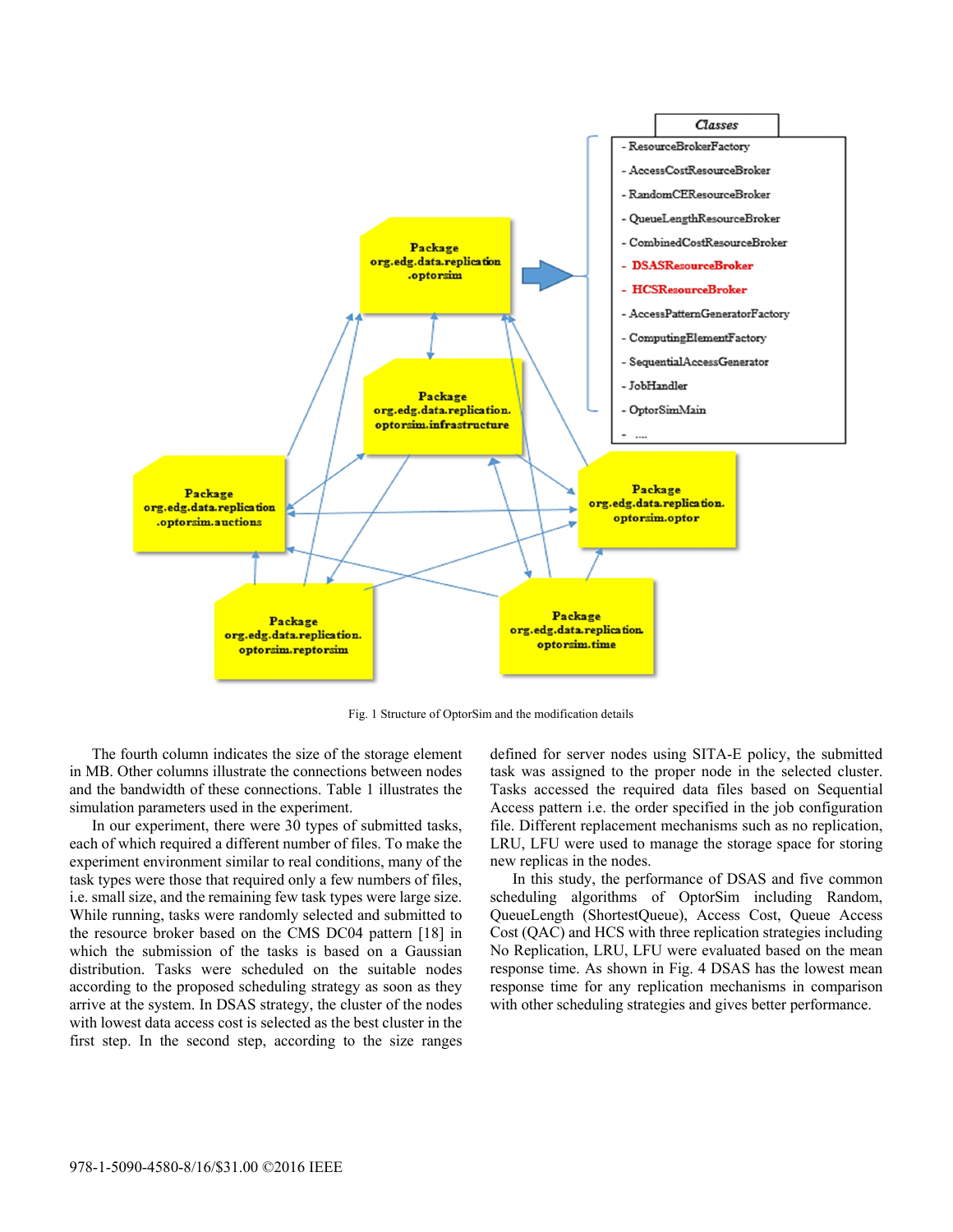Fig. 1 Structure of OptorSim and the modification details

The fourth column indicates the size of the storage element in MB. Other columns illustrate the connections between nodes and the bandwidth of these connections. Table 1 illustrates the simulation parameters used in the experiment.

In our experiment, there were 30 types of submitted tasks, each of which required a different number of files. To make the experiment environment similar to real conditions, many of the task types were those that required only a few numbers of files, i.e. small size, and the remaining few task types were large size. While running, tasks were randomly selected and submitted to the resource broker based on the CMS DC04 pattern [18] in which the submission of the tasks is based on a Gaussian distribution. Tasks were scheduled on the suitable nodes according to the proposed scheduling strategy as soon as they arrive at the system. In DSAS strategy, the cluster of the nodes with lowest data access cost is selected as the best cluster in the first step. In the second step, according to the size ranges defined for server nodes using SITA-E policy, the submitted task was assigned to the proper node in the selected cluster. Tasks accessed the required data files based on Sequential Access pattern i.e. the order specified in the job configuration file. Different replacement mechanisms such as no replication, LRU, LFU were used to manage the storage space for storing new replicas in the nodes.

In this study, the performance of DSAS and five common scheduling algorithms of OptorSim including Random, QueueLength (ShortestQueue), Access Cost, Queue Access Cost (QAC) and HCS with three replication strategies including No Replication, LRU, LFU were evaluated based on the mean response time. As shown in Fig. 4 DSAS has the lowest mean response time for any replication mechanisms in comparison with other scheduling strategies and gives better performance.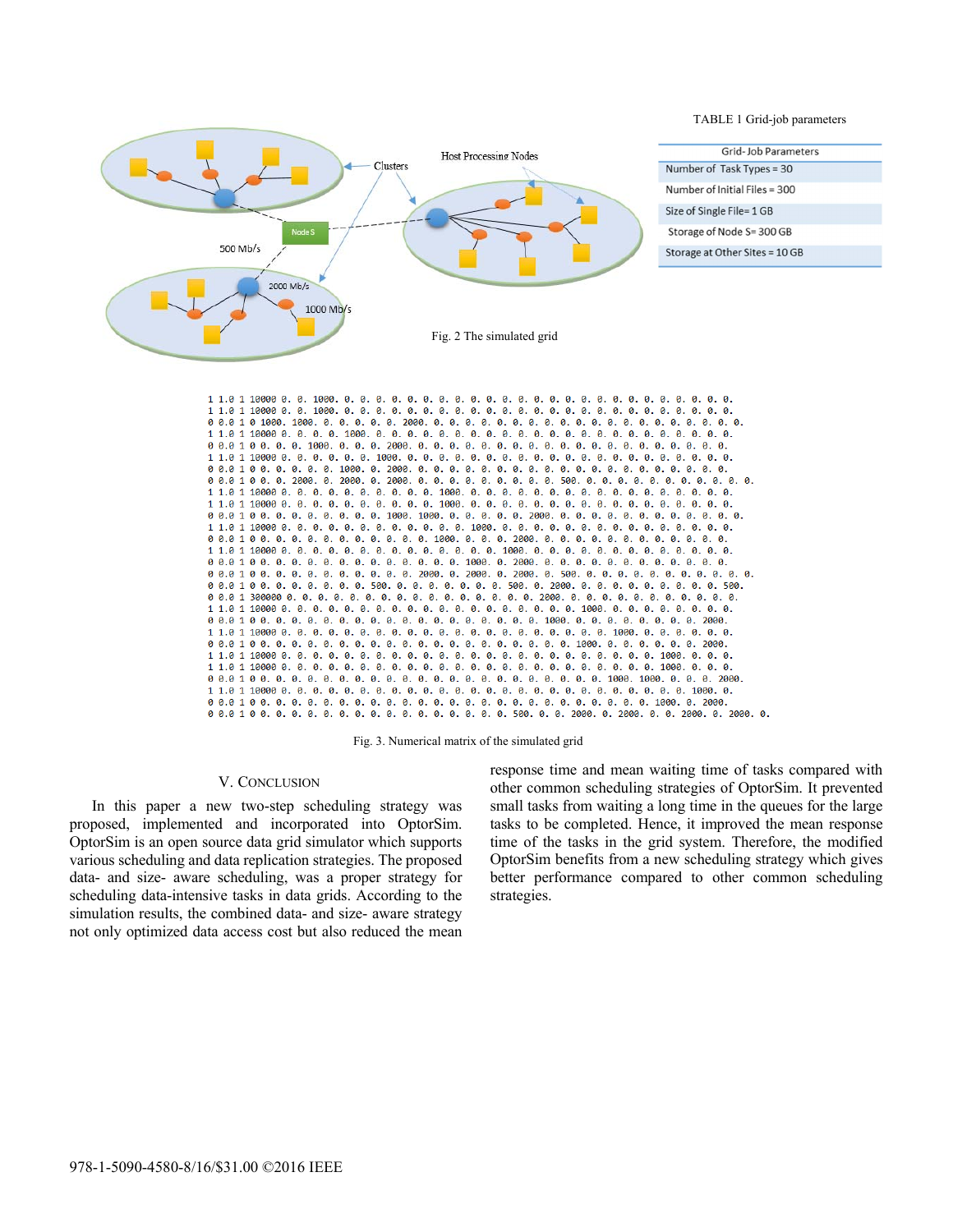TABLE 1 Grid-job parameters

| Grid- Job Parameters |
| --- |
| Number of Task Types = 30 |
| Number of Initial Files = 300 |
| Size of Single File= 1 GB |
| Storage of Node S= 300 GB |
| Storage at Other Sites = 10 GB |

Fig. 2 The simulated grid

```
1 1.0 1 10000 0. 0. 1000. 0. 0. 0. 0. 0. 0. 0. 0. 0. 0. 0. 0. 0. 0. 0. 0. 0. 0. 0. 0. 0. 0. 0. 0. 0.
1 1.0 1 10000 0. 0. 1000. 0. 0. 0. 0. 0. 0. 0. 0. 0. 0. 0. 0. 0. 0. 0. 0. 0. 0. 0. 0. 0. 0. 0. 0. 0.
0 0.0 1 0 1000. 1000. 0. 0. 0. 0. 0. 2000. 0. 0. 0. 0. 0. 0. 0. 0. 0. 0. 0. 0. 0. 0. 0. 0. 0. 0. 0. 0.
1 1.0 1 10000 0. 0. 0. 0. 1000. 0. 0. 0. 0. 0. 0. 0. 0. 0. 0. 0. 0. 0. 0. 0. 0. 0. 0. 0. 0. 0. 0. 0.
0 0.0 1 0 0. 0. 0. 1000. 0. 0. 0. 2000. 0. 0. 0. 0. 0. 0. 0. 0. 0. 0. 0. 0. 0. 0. 0. 0. 0. 0. 0. 0.
1 1.0 1 10000 0. 0. 0. 0. 0. 0. 1000. 0. 0. 0. 0. 0. 0. 0. 0. 0. 0. 0. 0. 0. 0. 0. 0. 0. 0. 0. 0. 0.
0 0.0 1 0 0. 0. 0. 0. 0. 1000. 0. 2000. 0. 0. 0. 0. 0. 0. 0. 0. 0. 0. 0. 0. 0. 0. 0. 0. 0. 0. 0. 0.
0 0.0 1 0 0. 0. 2000. 0. 2000. 0. 2000. 0. 0. 0. 0. 0. 0. 0. 0. 0. 500. 0. 0. 0. 0. 0. 0. 0. 0. 0. 0. 0.
1 1.0 1 10000 0. 0. 0. 0. 0. 0. 0. 0. 0. 1000. 0. 0. 0. 0. 0. 0. 0. 0. 0. 0. 0. 0. 0. 0. 0. 0. 0. 0.
1 1.0 1 10000 0. 0. 0. 0. 0. 0. 0. 0. 0. 0. 1000. 0. 0. 0. 0. 0. 0. 0. 0. 0. 0. 0. 0. 0. 0. 0. 0. 0.
0 0.0 1 0 0. 0. 0. 0. 0. 0. 0. 1000. 1000. 0. 0. 0. 0. 0. 2000. 0. 0. 0. 0. 0. 0. 0. 0. 0. 0. 0. 0. 0.
1 1.0 1 10000 0. 0. 0. 0. 0. 0. 0. 0. 0. 0. 0. 0. 1000. 0. 0. 0. 0. 0. 0. 0. 0. 0. 0. 0. 0. 0. 0. 0.
0 0.0 1 0 0. 0. 0. 0. 0. 0. 0. 0. 0. 0. 1000. 0. 0. 0. 2000. 0. 0. 0. 0. 0. 0. 0. 0. 0. 0. 0. 0. 0.
1 1.0 1 10000 0. 0. 0. 0. 0. 0. 0. 0. 0. 0. 0. 0. 0. 1000. 0. 0. 0. 0. 0. 0. 0. 0. 0. 0. 0. 0. 0. 0.
0 0.0 1 0 0. 0. 0. 0. 0. 0. 0. 0. 0. 0. 0. 0. 1000. 0. 2000. 0. 0. 0. 0. 0. 0. 0. 0. 0. 0. 0. 0. 0.
0 0.0 1 0 0. 0. 0. 0. 0. 0. 0. 0. 0. 0. 2000. 0. 2000. 0. 2000. 0. 500. 0. 0. 0. 0. 0. 0. 0. 0. 0. 0. 0.
0 0.0 1 0 0. 0. 0. 0. 0. 0. 0. 0. 500. 0. 0. 0. 0. 0. 0. 500. 0. 2000. 0. 0. 0. 0. 0. 0. 0. 0. 0. 500.
0 0.0 1 300000 0. 0. 0. 0. 0. 0. 0. 0. 0. 0. 0. 0. 0. 0. 0. 0. 2000. 0. 0. 0. 0. 0. 0. 0. 0. 0. 0. 0.
1 1.0 1 10000 0. 0. 0. 0. 0. 0. 0. 0. 0. 0. 0. 0. 0. 0. 0. 0. 0. 0. 1000. 0. 0. 0. 0. 0. 0. 0. 0. 0.
0 0.0 1 0 0. 0. 0. 0. 0. 0. 0. 0. 0. 0. 0. 0. 0. 0. 0. 0. 1000. 0. 0. 0. 0. 0. 0. 0. 0. 0. 2000.
1 1.0 1 10000 0. 0. 0. 0. 0. 0. 0. 0. 0. 0. 0. 0. 0. 0. 0. 0. 0. 0. 0. 0. 1000. 0. 0. 0. 0. 0. 0. 0.
0 0.0 1 0 0. 0. 0. 0. 0. 0. 0. 0. 0. 0. 0. 0. 0. 0. 0. 0. 0. 0. 1000. 0. 0. 0. 0. 0. 0. 0. 2000.
1 1.0 1 10000 0. 0. 0. 0. 0. 0. 0. 0. 0. 0. 0. 0. 0. 0. 0. 0. 0. 0. 0. 0. 0. 0. 0. 1000. 0. 0. 0.
1 1.0 1 10000 0. 0. 0. 0. 0. 0. 0. 0. 0. 0. 0. 0. 0. 0. 0. 0. 0. 0. 0. 0. 0. 0. 0. 1000. 0. 0. 0.
0 0.0 1 0 0. 0. 0. 0. 0. 0. 0. 0. 0. 0. 0. 0. 0. 0. 0. 0. 0. 0. 0. 0. 1000. 1000. 0. 0. 0. 2000.
1 1.0 1 10000 0. 0. 0. 0. 0. 0. 0. 0. 0. 0. 0. 0. 0. 0. 0. 0. 0. 0. 0. 0. 0. 0. 0. 0. 0. 1000. 0.
0 0.0 1 0 0. 0. 0. 0. 0. 0. 0. 0. 0. 0. 0. 0. 0. 0. 0. 0. 0. 0. 0. 0. 0. 0. 0. 1000. 0. 2000.
0 0.0 1 0 0. 0. 0. 0. 0. 0. 0. 0. 0. 0. 0. 0. 0. 0. 500. 0. 0. 2000. 0. 2000. 0. 0. 2000. 0. 2000. 0.
```

Fig. 3. Numerical matrix of the simulated grid

## V. Conclusion

In this paper a new two-step scheduling strategy was proposed, implemented and incorporated into OptorSim. OptorSim is an open source data grid simulator which supports various scheduling and data replication strategies. The proposed data- and size- aware scheduling, was a proper strategy for scheduling data-intensive tasks in data grids. According to the simulation results, the combined data- and size- aware strategy not only optimized data access cost but also reduced the mean response time and mean waiting time of tasks compared with other common scheduling strategies of OptorSim. It prevented small tasks from waiting a long time in the queues for the large tasks to be completed. Hence, it improved the mean response time of the tasks in the grid system. Therefore, the modified OptorSim benefits from a new scheduling strategy which gives better performance compared to other common scheduling strategies.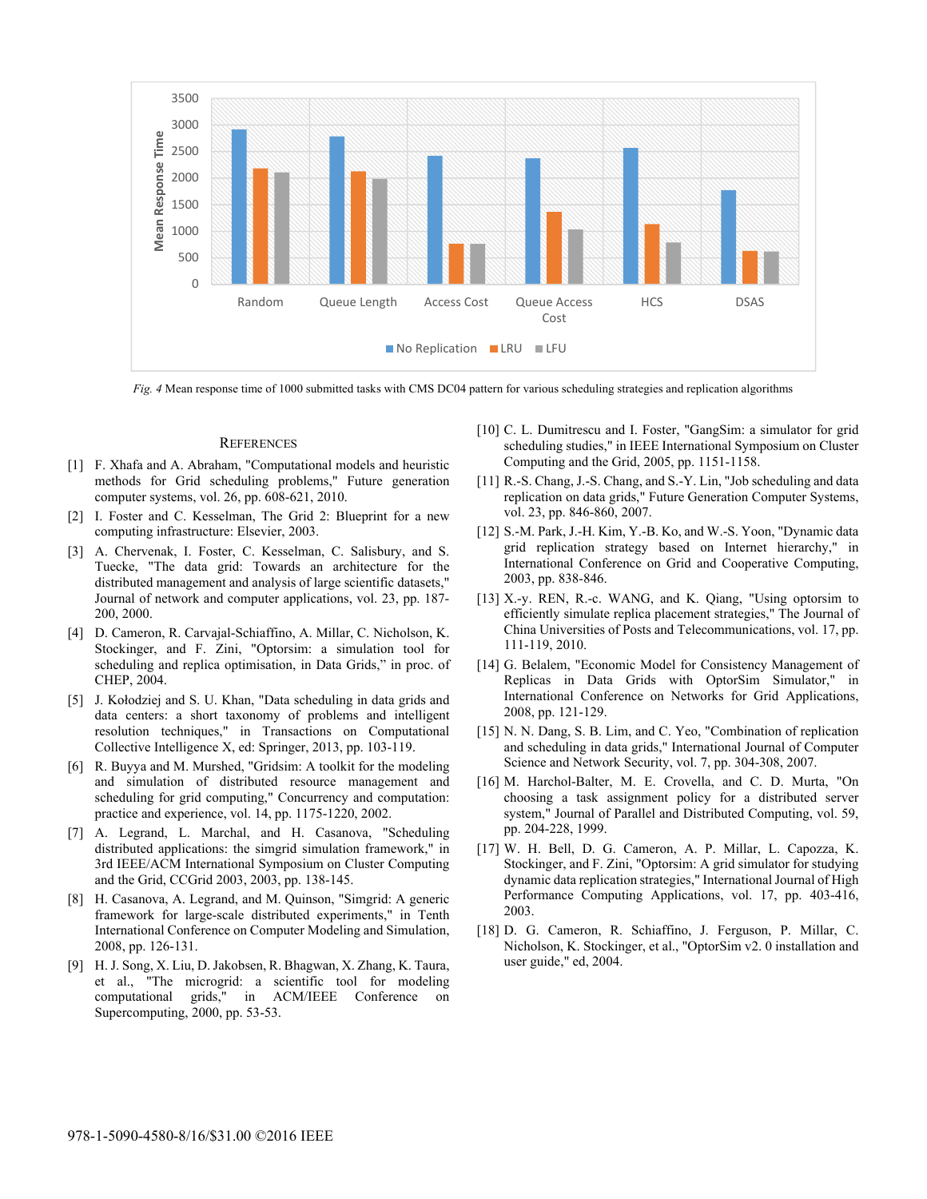3500
3000
2500
2000
1500
1000
500
0

Mean Response Time

Random
Queue Length
Access Cost
Queue Access Cost
HCS
DSAS

No Replication
LRU
LFU

*Fig. 4* Mean response time of 1000 submitted tasks with CMS DC04 pattern for various scheduling strategies and replication algorithms

## References

[1] F. Xhafa and A. Abraham, "Computational models and heuristic methods for Grid scheduling problems," Future generation computer systems, vol. 26, pp. 608-621, 2010.

[2] I. Foster and C. Kesselman, The Grid 2: Blueprint for a new computing infrastructure: Elsevier, 2003.

[3] A. Chervenak, I. Foster, C. Kesselman, C. Salisbury, and S. Tuecke, "The data grid: Towards an architecture for the distributed management and analysis of large scientific datasets," Journal of network and computer applications, vol. 23, pp. 187-200, 2000.

[4] D. Cameron, R. Carvajal-Schiaffino, A. Millar, C. Nicholson, K. Stockinger, and F. Zini, "Optorsim: a simulation tool for scheduling and replica optimisation, in Data Grids," in proc. of CHEP, 2004.

[5] J. Kołodziej and S. U. Khan, "Data scheduling in data grids and data centers: a short taxonomy of problems and intelligent resolution techniques," in Transactions on Computational Collective Intelligence X, ed: Springer, 2013, pp. 103-119.

[6] R. Buyya and M. Murshed, "Gridsim: A toolkit for the modeling and simulation of distributed resource management and scheduling for grid computing," Concurrency and computation: practice and experience, vol. 14, pp. 1175-1220, 2002.

[7] A. Legrand, L. Marchal, and H. Casanova, "Scheduling distributed applications: the simgrid simulation framework," in 3rd IEEE/ACM International Symposium on Cluster Computing and the Grid, CCGrid 2003, 2003, pp. 138-145.

[8] H. Casanova, A. Legrand, and M. Quinson, "Simgrid: A generic framework for large-scale distributed experiments," in Tenth International Conference on Computer Modeling and Simulation, 2008, pp. 126-131.

[9] H. J. Song, X. Liu, D. Jakobsen, R. Bhagwan, X. Zhang, K. Taura, et al., "The microgrid: a scientific tool for modeling computational grids," in ACM/IEEE Conference on Supercomputing, 2000, pp. 53-53.

[10] C. L. Dumitrescu and I. Foster, "GangSim: a simulator for grid scheduling studies," in IEEE International Symposium on Cluster Computing and the Grid, 2005, pp. 1151-1158.

[11] R.-S. Chang, J.-S. Chang, and S.-Y. Lin, "Job scheduling and data replication on data grids," Future Generation Computer Systems, vol. 23, pp. 846-860, 2007.

[12] S.-M. Park, J.-H. Kim, Y.-B. Ko, and W.-S. Yoon, "Dynamic data grid replication strategy based on Internet hierarchy," in International Conference on Grid and Cooperative Computing, 2003, pp. 838-846.

[13] X.-y. REN, R.-c. WANG, and K. Qiang, "Using optorsim to efficiently simulate replica placement strategies," The Journal of China Universities of Posts and Telecommunications, vol. 17, pp. 111-119, 2010.

[14] G. Belalem, "Economic Model for Consistency Management of Replicas in Data Grids with OptorSim Simulator," in International Conference on Networks for Grid Applications, 2008, pp. 121-129.

[15] N. N. Dang, S. B. Lim, and C. Yeo, "Combination of replication and scheduling in data grids," International Journal of Computer Science and Network Security, vol. 7, pp. 304-308, 2007.

[16] M. Harchol-Balter, M. E. Crovella, and C. D. Murta, "On choosing a task assignment policy for a distributed server system," Journal of Parallel and Distributed Computing, vol. 59, pp. 204-228, 1999.

[17] W. H. Bell, D. G. Cameron, A. P. Millar, L. Capozza, K. Stockinger, and F. Zini, "Optorsim: A grid simulator for studying dynamic data replication strategies," International Journal of High Performance Computing Applications, vol. 17, pp. 403-416, 2003.

[18] D. G. Cameron, R. Schiaffino, J. Ferguson, P. Millar, C. Nicholson, K. Stockinger, et al., "OptorSim v2. 0 installation and user guide," ed, 2004.

978-1-5090-4580-8/16/$31.00 ©2016 IEEE